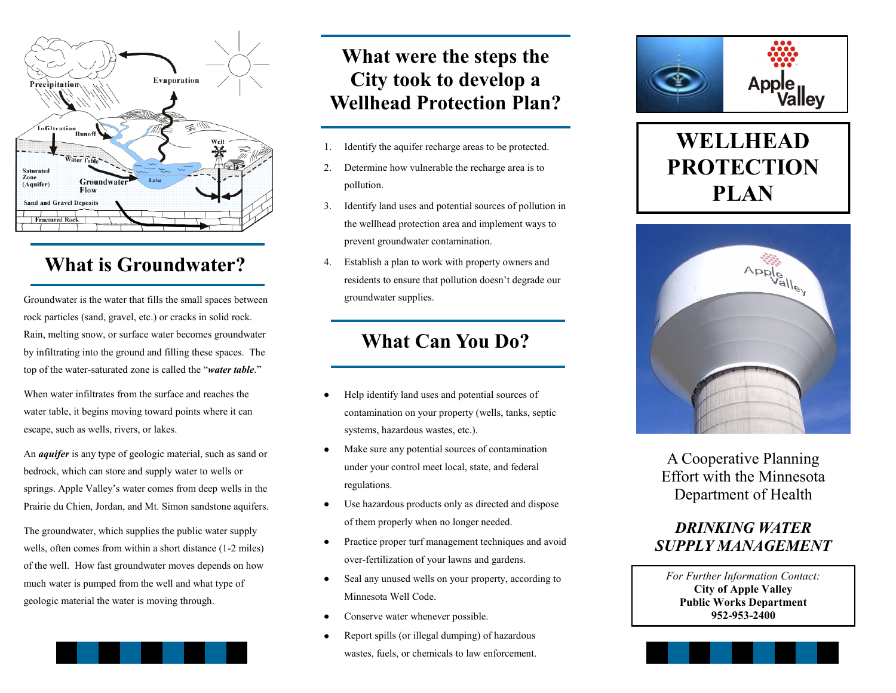## What is Groundwater?

Groundwater is the water that fills the small spaces between rock particles (sand, gravel, etc.) or cracks in solid rock. Rain, melting snow, or surface water becomes groundwater by infiltrating into the ground and filling these spaces. The top of the water-saturated zone is called the "***water table***."

When water infiltrates from the surface and reaches the water table, it begins moving toward points where it can escape, such as wells, rivers, or lakes.

An ***aquifer*** is any type of geologic material, such as sand or bedrock, which can store and supply water to wells or springs. Apple Valley's water comes from deep wells in the Prairie du Chien, Jordan, and Mt. Simon sandstone aquifers.

The groundwater, which supplies the public water supply wells, often comes from within a short distance (1-2 miles) of the well. How fast groundwater moves depends on how much water is pumped from the well and what type of geologic material the water is moving through.

## What were the steps the City took to develop a Wellhead Protection Plan?

1. Identify the aquifer recharge areas to be protected.
2. Determine how vulnerable the recharge area is to pollution.
3. Identify land uses and potential sources of pollution in the wellhead protection area and implement ways to prevent groundwater contamination.
4. Establish a plan to work with property owners and residents to ensure that pollution doesn't degrade our groundwater supplies.

## What Can You Do?

- Help identify land uses and potential sources of contamination on your property (wells, tanks, septic systems, hazardous wastes, etc.).
- Make sure any potential sources of contamination under your control meet local, state, and federal regulations.
- Use hazardous products only as directed and dispose of them properly when no longer needed.
- Practice proper turf management techniques and avoid over-fertilization of your lawns and gardens.
- Seal any unused wells on your property, according to Minnesota Well Code.
- Conserve water whenever possible.
- Report spills (or illegal dumping) of hazardous wastes, fuels, or chemicals to law enforcement.

# WELLHEAD PROTECTION PLAN

A Cooperative Planning Effort with the Minnesota Department of Health

***DRINKING WATER SUPPLY MANAGEMENT***

*For Further Information Contact:*
**City of Apple Valley**
**Public Works Department**
**952-953-2400**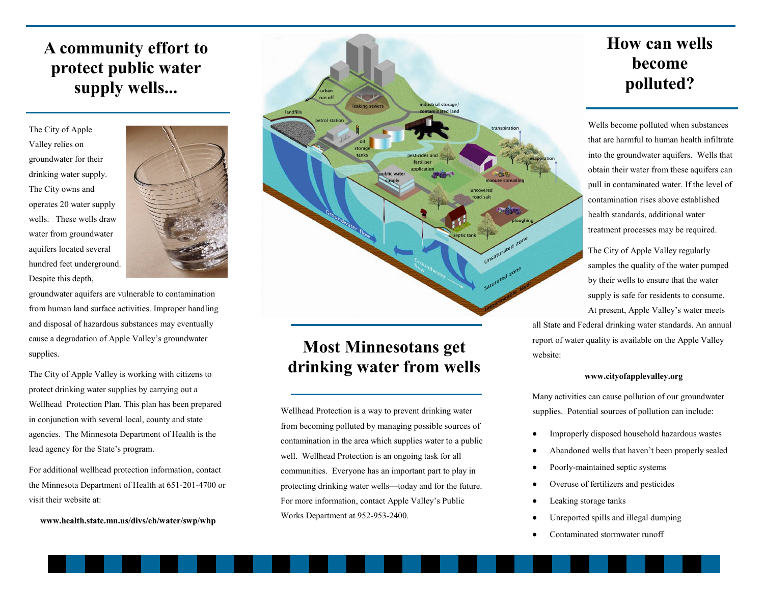# A community effort to protect public water supply wells...

The City of Apple Valley relies on groundwater for their drinking water supply. The City owns and operates 20 water supply wells. These wells draw water from groundwater aquifers located several hundred feet underground. Despite this depth, groundwater aquifers are vulnerable to contamination from human land surface activities. Improper handling and disposal of hazardous substances may eventually cause a degradation of Apple Valley's groundwater supplies.

The City of Apple Valley is working with citizens to protect drinking water supplies by carrying out a Wellhead Protection Plan. This plan has been prepared in conjunction with several local, county and state agencies. The Minnesota Department of Health is the lead agency for the State's program.

For additional wellhead protection information, contact the Minnesota Department of Health at 651-201-4700 or visit their website at:

**www.health.state.mn.us/divs/eh/water/swp/whp**

urban run off

leaking sewers

industrial storage/ contaminated land

landfills

petrol station

oil storage tanks

transpiration

evaporation

pesticides and fertiliser application

public water supply

manure spreading

uncovered road salt

ploughing

septic tank

Groundwater flow

Groundwater flow

Unsaturated zone

Saturated zone

Impermeable layer

# Most Minnesotans get drinking water from wells

Wellhead Protection is a way to prevent drinking water from becoming polluted by managing possible sources of contamination in the area which supplies water to a public well. Wellhead Protection is an ongoing task for all communities. Everyone has an important part to play in protecting drinking water wells—today and for the future. For more information, contact Apple Valley's Public Works Department at 952-953-2400.

# How can wells become polluted?

Wells become polluted when substances that are harmful to human health infiltrate into the groundwater aquifers. Wells that obtain their water from these aquifers can pull in contaminated water. If the level of contamination rises above established health standards, additional water treatment processes may be required.

The City of Apple Valley regularly samples the quality of the water pumped by their wells to ensure that the water supply is safe for residents to consume. At present, Apple Valley's water meets all State and Federal drinking water standards. An annual report of water quality is available on the Apple Valley website:

**www.cityofapplevalley.org**

Many activities can cause pollution of our groundwater supplies. Potential sources of pollution can include:

- Improperly disposed household hazardous wastes
- Abandoned wells that haven't been properly sealed
- Poorly-maintained septic systems
- Overuse of fertilizers and pesticides
- Leaking storage tanks
- Unreported spills and illegal dumping
- Contaminated stormwater runoff